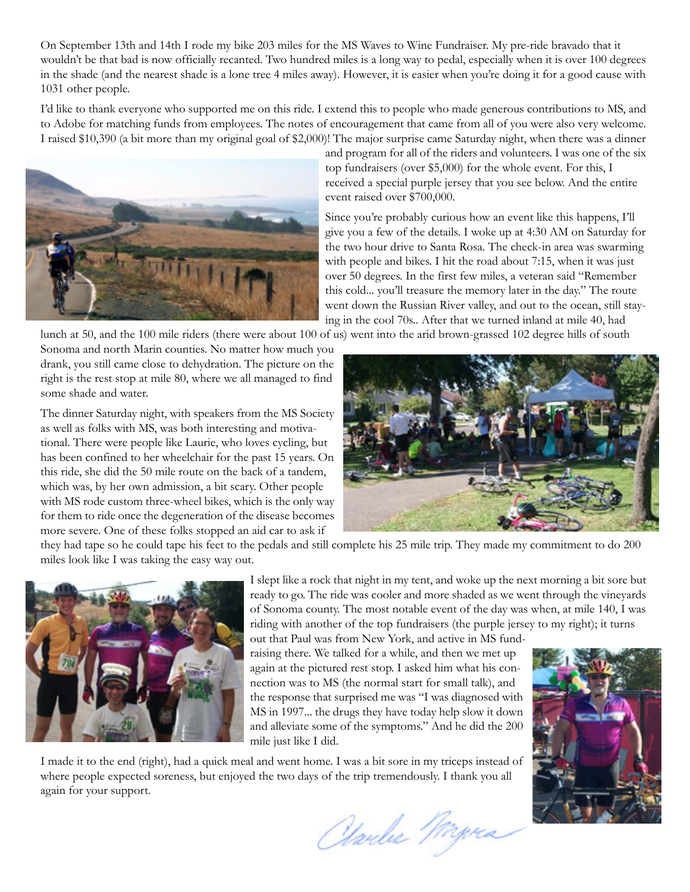On September 13th and 14th I rode my bike 203 miles for the MS Waves to Wine Fundraiser. My pre-ride bravado that it wouldn't be that bad is now officially recanted. Two hundred miles is a long way to pedal, especially when it is over 100 degrees in the shade (and the nearest shade is a lone tree 4 miles away). However, it is easier when you're doing it for a good cause with 1031 other people.

I'd like to thank everyone who supported me on this ride. I extend this to people who made generous contributions to MS, and to Adobe for matching funds from employees. The notes of encouragement that came from all of you were also very welcome. I raised $10,390 (a bit more than my original goal of $2,000)! The major surprise came Saturday night, when there was a dinner and program for all of the riders and volunteers. I was one of the six top fundraisers (over $5,000) for the whole event. For this, I received a special purple jersey that you see below. And the entire event raised over $700,000.

Since you're probably curious how an event like this happens, I'll give you a few of the details. I woke up at 4:30 AM on Saturday for the two hour drive to Santa Rosa. The check-in area was swarming with people and bikes. I hit the road about 7:15, when it was just over 50 degrees. In the first few miles, a veteran said "Remember this cold... you'll treasure the memory later in the day." The route went down the Russian River valley, and out to the ocean, still staying in the cool 70s.. After that we turned inland at mile 40, had lunch at 50, and the 100 mile riders (there were about 100 of us) went into the arid brown-grassed 102 degree hills of south Sonoma and north Marin counties. No matter how much you drank, you still came close to dehydration. The picture on the right is the rest stop at mile 80, where we all managed to find some shade and water.

The dinner Saturday night, with speakers from the MS Society as well as folks with MS, was both interesting and motivational. There were people like Laurie, who loves cycling, but has been confined to her wheelchair for the past 15 years. On this ride, she did the 50 mile route on the back of a tandem, which was, by her own admission, a bit scary. Other people with MS rode custom three-wheel bikes, which is the only way for them to ride once the degeneration of the disease becomes more severe. One of these folks stopped an aid car to ask if they had tape so he could tape his feet to the pedals and still complete his 25 mile trip. They made my commitment to do 200 miles look like I was taking the easy way out.

I slept like a rock that night in my tent, and woke up the next morning a bit sore but ready to go. The ride was cooler and more shaded as we went through the vineyards of Sonoma county. The most notable event of the day was when, at mile 140, I was riding with another of the top fundraisers (the purple jersey to my right); it turns out that Paul was from New York, and active in MS fundraising there. We talked for a while, and then we met up again at the pictured rest stop. I asked him what his connection was to MS (the normal start for small talk), and the response that surprised me was "I was diagnosed with MS in 1997... the drugs they have today help slow it down and alleviate some of the symptoms." And he did the 200 mile just like I did.

I made it to the end (right), had a quick meal and went home. I was a bit sore in my triceps instead of where people expected soreness, but enjoyed the two days of the trip tremendously. I thank you all again for your support.

Charles Myers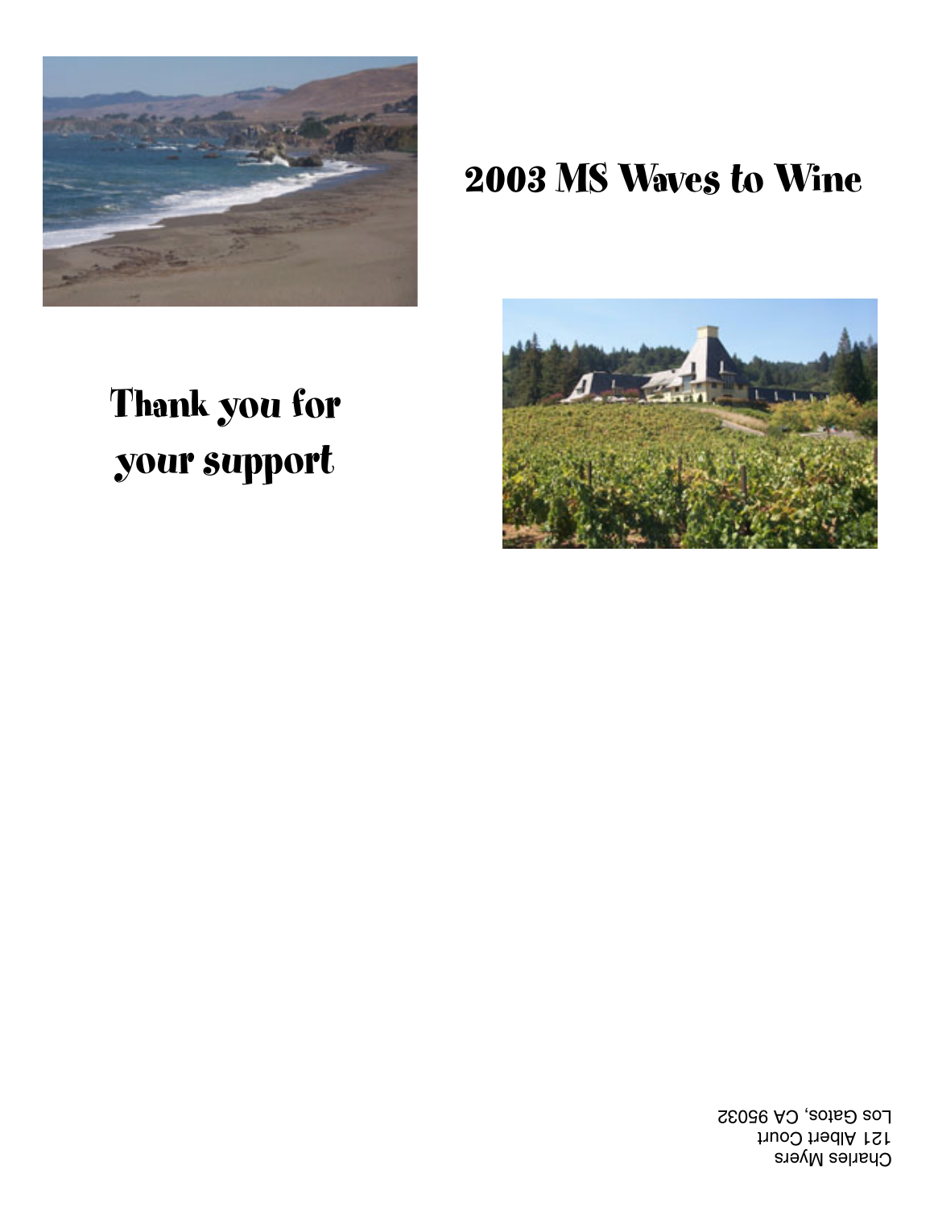# 2003 MS Waves to Wine

Thank you for your support

Charles Myers
121 Albert Court
Los Gatos, CA 95032